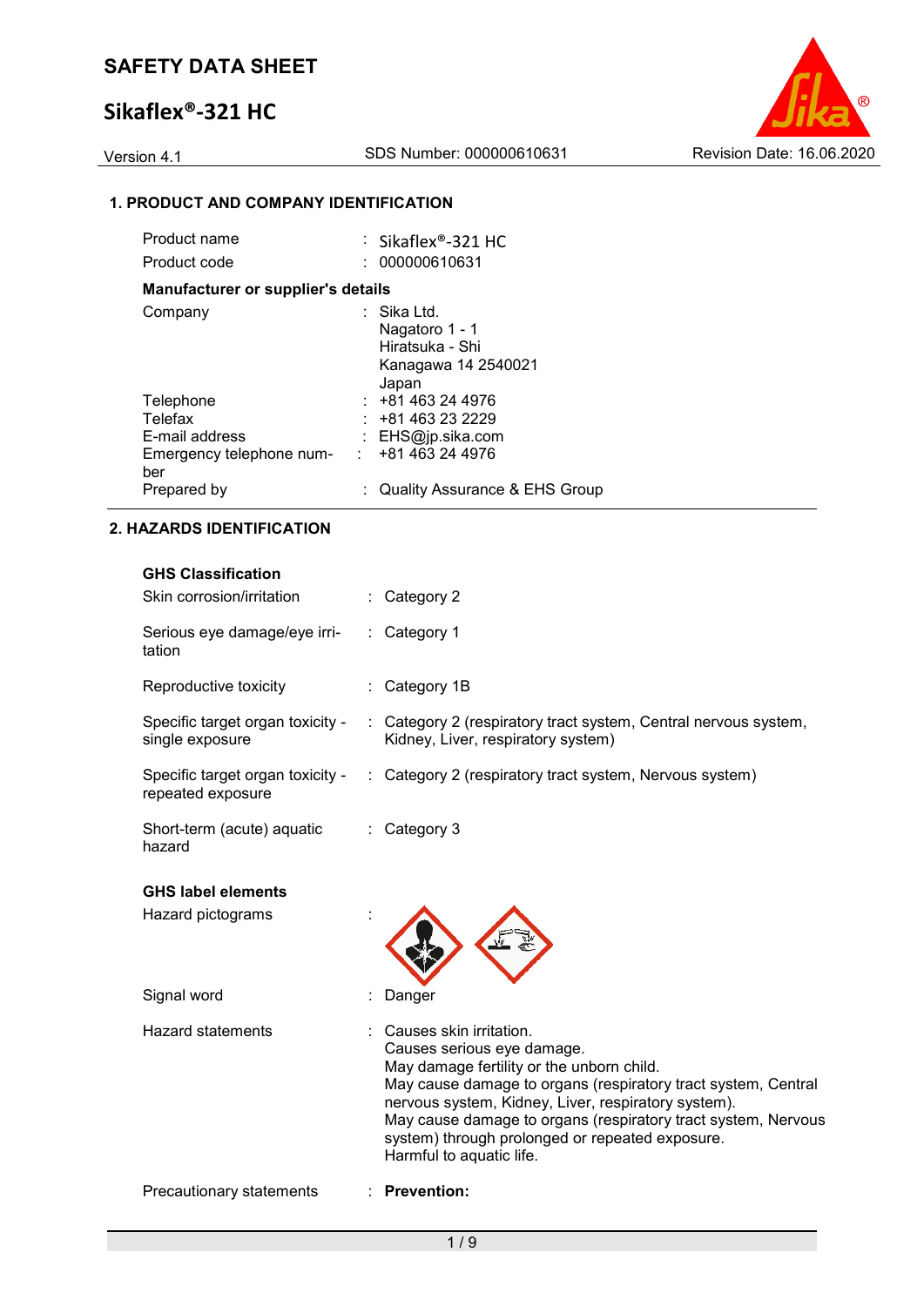# SAFETY DATA SHEET

## Sikaflex®-321 HC

Version 4.1 | SDS Number: 000000610631 | Revision Date: 16.06.2020

### 1. PRODUCT AND COMPANY IDENTIFICATION

| | | |
|---|---|---|
| Product name | : | Sikaflex®-321 HC |
| Product code | : | 000000610631 |

**Manufacturer or supplier's details**

| | | |
|---|---|---|
| Company | : | Sika Ltd.<br>Nagatoro 1 - 1<br>Hiratsuka - Shi<br>Kanagawa 14 2540021<br>Japan |
| Telephone | : | +81 463 24 4976 |
| Telefax | : | +81 463 23 2229 |
| E-mail address | : | EHS@jp.sika.com |
| Emergency telephone number | : | +81 463 24 4976 |
| Prepared by | : | Quality Assurance & EHS Group |

### 2. HAZARDS IDENTIFICATION

**GHS Classification**

| | | |
|---|---|---|
| Skin corrosion/irritation | : | Category 2 |
| Serious eye damage/eye irritation | : | Category 1 |
| Reproductive toxicity | : | Category 1B |
| Specific target organ toxicity - single exposure | : | Category 2 (respiratory tract system, Central nervous system, Kidney, Liver, respiratory system) |
| Specific target organ toxicity - repeated exposure | : | Category 2 (respiratory tract system, Nervous system) |
| Short-term (acute) aquatic hazard | : | Category 3 |

**GHS label elements**

| | | |
|---|---|---|
| Hazard pictograms | : | |
| Signal word | : | Danger |
| Hazard statements | : | Causes skin irritation.<br>Causes serious eye damage.<br>May damage fertility or the unborn child.<br>May cause damage to organs (respiratory tract system, Central nervous system, Kidney, Liver, respiratory system).<br>May cause damage to organs (respiratory tract system, Nervous system) through prolonged or repeated exposure.<br>Harmful to aquatic life. |
| Precautionary statements | : | **Prevention:** |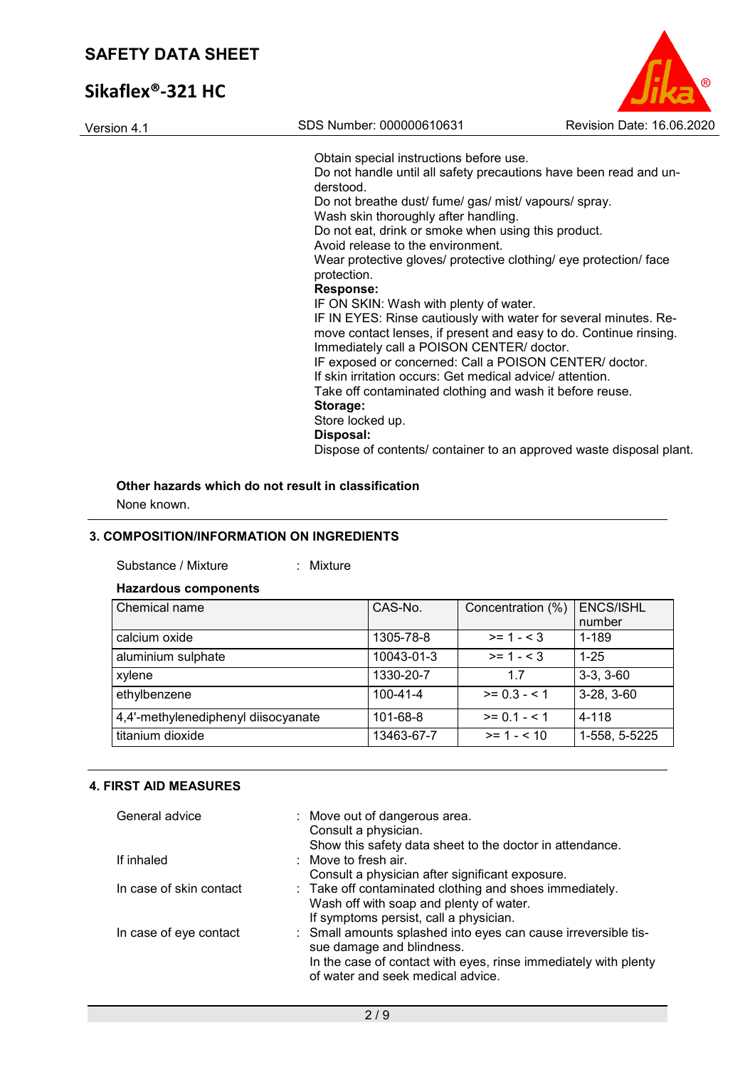Obtain special instructions before use.
Do not handle until all safety precautions have been read and understood.
Do not breathe dust/ fume/ gas/ mist/ vapours/ spray.
Wash skin thoroughly after handling.
Do not eat, drink or smoke when using this product.
Avoid release to the environment.
Wear protective gloves/ protective clothing/ eye protection/ face protection.

**Response:**
IF ON SKIN: Wash with plenty of water.
IF IN EYES: Rinse cautiously with water for several minutes. Remove contact lenses, if present and easy to do. Continue rinsing. Immediately call a POISON CENTER/ doctor.
IF exposed or concerned: Call a POISON CENTER/ doctor.
If skin irritation occurs: Get medical advice/ attention.
Take off contaminated clothing and wash it before reuse.

**Storage:**
Store locked up.

**Disposal:**
Dispose of contents/ container to an approved waste disposal plant.

**Other hazards which do not result in classification**

None known.

## 3. COMPOSITION/INFORMATION ON INGREDIENTS

Substance / Mixture : Mixture

**Hazardous components**

| Chemical name | CAS-No. | Concentration (%) | ENCS/ISHL number |
|---|---|---|---|
| calcium oxide | 1305-78-8 | >= 1 - < 3 | 1-189 |
| aluminium sulphate | 10043-01-3 | >= 1 - < 3 | 1-25 |
| xylene | 1330-20-7 | 1.7 | 3-3, 3-60 |
| ethylbenzene | 100-41-4 | >= 0.3 - < 1 | 3-28, 3-60 |
| 4,4'-methylenediphenyl diisocyanate | 101-68-8 | >= 0.1 - < 1 | 4-118 |
| titanium dioxide | 13463-67-7 | >= 1 - < 10 | 1-558, 5-5225 |

## 4. FIRST AID MEASURES

General advice : Move out of dangerous area.
Consult a physician.
Show this safety data sheet to the doctor in attendance.

If inhaled : Move to fresh air.
Consult a physician after significant exposure.

In case of skin contact : Take off contaminated clothing and shoes immediately.
Wash off with soap and plenty of water.
If symptoms persist, call a physician.

In case of eye contact : Small amounts splashed into eyes can cause irreversible tissue damage and blindness.
In the case of contact with eyes, rinse immediately with plenty of water and seek medical advice.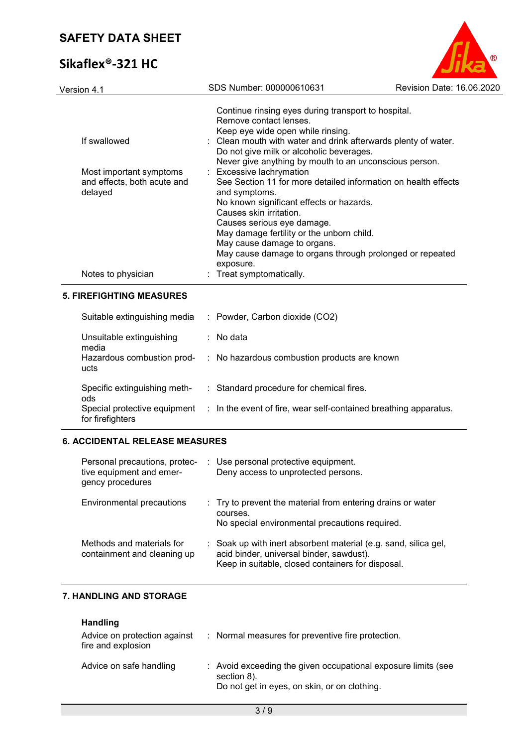| | | |
|---|---|---|
| | | Continue rinsing eyes during transport to hospital.<br>Remove contact lenses.<br>Keep eye wide open while rinsing. |
| If swallowed | : | Clean mouth with water and drink afterwards plenty of water.<br>Do not give milk or alcoholic beverages.<br>Never give anything by mouth to an unconscious person. |
| Most important symptoms and effects, both acute and delayed | : | Excessive lachrymation<br>See Section 11 for more detailed information on health effects and symptoms.<br>No known significant effects or hazards.<br>Causes skin irritation.<br>Causes serious eye damage.<br>May damage fertility or the unborn child.<br>May cause damage to organs.<br>May cause damage to organs through prolonged or repeated exposure. |
| Notes to physician | : | Treat symptomatically. |

## 5. FIREFIGHTING MEASURES

| | | |
|---|---|---|
| Suitable extinguishing media | : | Powder, Carbon dioxide ($CO_2$) |
| Unsuitable extinguishing media | : | No data |
| Hazardous combustion products | : | No hazardous combustion products are known |
| Specific extinguishing methods | : | Standard procedure for chemical fires. |
| Special protective equipment for firefighters | : | In the event of fire, wear self-contained breathing apparatus. |

## 6. ACCIDENTAL RELEASE MEASURES

| | | |
|---|---|---|
| Personal precautions, protective equipment and emergency procedures | : | Use personal protective equipment.<br>Deny access to unprotected persons. |
| Environmental precautions | : | Try to prevent the material from entering drains or water courses.<br>No special environmental precautions required. |
| Methods and materials for containment and cleaning up | : | Soak up with inert absorbent material (e.g. sand, silica gel, acid binder, universal binder, sawdust).<br>Keep in suitable, closed containers for disposal. |

## 7. HANDLING AND STORAGE

**Handling**

| | | |
|---|---|---|
| Advice on protection against fire and explosion | : | Normal measures for preventive fire protection. |
| Advice on safe handling | : | Avoid exceeding the given occupational exposure limits (see section 8).<br>Do not get in eyes, on skin, or on clothing. |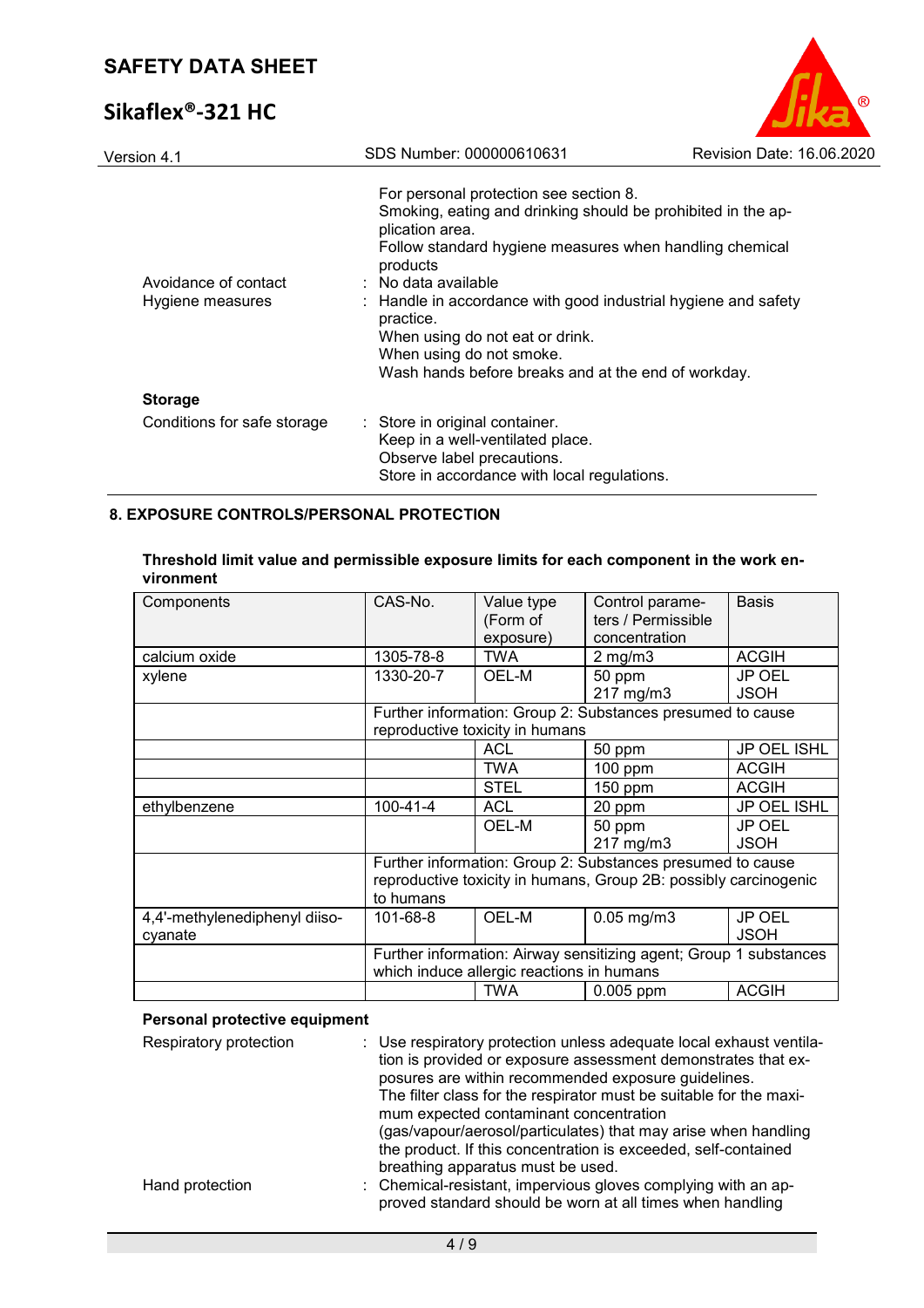For personal protection see section 8.
Smoking, eating and drinking should be prohibited in the application area.
Follow standard hygiene measures when handling chemical products

Avoidance of contact : No data available

Hygiene measures : Handle in accordance with good industrial hygiene and safety practice.
When using do not eat or drink.
When using do not smoke.
Wash hands before breaks and at the end of workday.

**Storage**

Conditions for safe storage : Store in original container.
Keep in a well-ventilated place.
Observe label precautions.
Store in accordance with local regulations.

## 8. EXPOSURE CONTROLS/PERSONAL PROTECTION

**Threshold limit value and permissible exposure limits for each component in the work environment**

| Components | CAS-No. | Value type (Form of exposure) | Control parameters / Permissible concentration | Basis |
|---|---|---|---|---|
| calcium oxide | 1305-78-8 | TWA | 2 mg/m3 | ACGIH |
| xylene | 1330-20-7 | OEL-M | 50 ppm<br>217 mg/m3 | JP OEL JSOH |
| | Further information: Group 2: Substances presumed to cause reproductive toxicity in humans | | | |
| | | ACL | 50 ppm | JP OEL ISHL |
| | | TWA | 100 ppm | ACGIH |
| | | STEL | 150 ppm | ACGIH |
| ethylbenzene | 100-41-4 | ACL | 20 ppm | JP OEL ISHL |
| | | OEL-M | 50 ppm<br>217 mg/m3 | JP OEL JSOH |
| | Further information: Group 2: Substances presumed to cause reproductive toxicity in humans, Group 2B: possibly carcinogenic to humans | | | |
| 4,4'-methylenediphenyl diisocyanate | 101-68-8 | OEL-M | 0.05 mg/m3 | JP OEL JSOH |
| | Further information: Airway sensitizing agent; Group 1 substances which induce allergic reactions in humans | | | |
| | | TWA | 0.005 ppm | ACGIH |

**Personal protective equipment**

Respiratory protection : Use respiratory protection unless adequate local exhaust ventilation is provided or exposure assessment demonstrates that exposures are within recommended exposure guidelines.
The filter class for the respirator must be suitable for the maximum expected contaminant concentration (gas/vapour/aerosol/particulates) that may arise when handling the product. If this concentration is exceeded, self-contained breathing apparatus must be used.

Hand protection : Chemical-resistant, impervious gloves complying with an approved standard should be worn at all times when handling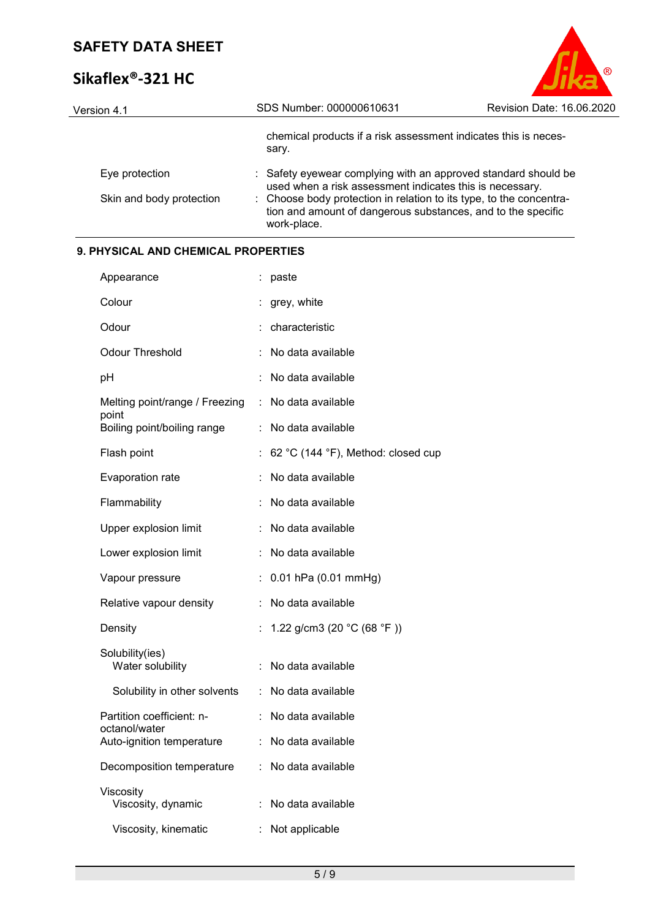chemical products if a risk assessment indicates this is necessary.

| | |
|---|---|
| Eye protection | : Safety eyewear complying with an approved standard should be used when a risk assessment indicates this is necessary. |
| Skin and body protection | : Choose body protection in relation to its type, to the concentration and amount of dangerous substances, and to the specific work-place. |

## 9. PHYSICAL AND CHEMICAL PROPERTIES

| | |
|---|---|
| Appearance | : paste |
| Colour | : grey, white |
| Odour | : characteristic |
| Odour Threshold | : No data available |
| pH | : No data available |
| Melting point/range / Freezing point | : No data available |
| Boiling point/boiling range | : No data available |
| Flash point | : 62 °C (144 °F), Method: closed cup |
| Evaporation rate | : No data available |
| Flammability | : No data available |
| Upper explosion limit | : No data available |
| Lower explosion limit | : No data available |
| Vapour pressure | : 0.01 hPa (0.01 mmHg) |
| Relative vapour density | : No data available |
| Density | : 1.22 g/cm3 (20 °C (68 °F )) |
| Solubility(ies) | |
| Water solubility | : No data available |
| Solubility in other solvents | : No data available |
| Partition coefficient: n-octanol/water | : No data available |
| Auto-ignition temperature | : No data available |
| Decomposition temperature | : No data available |
| Viscosity | |
| Viscosity, dynamic | : No data available |
| Viscosity, kinematic | : Not applicable |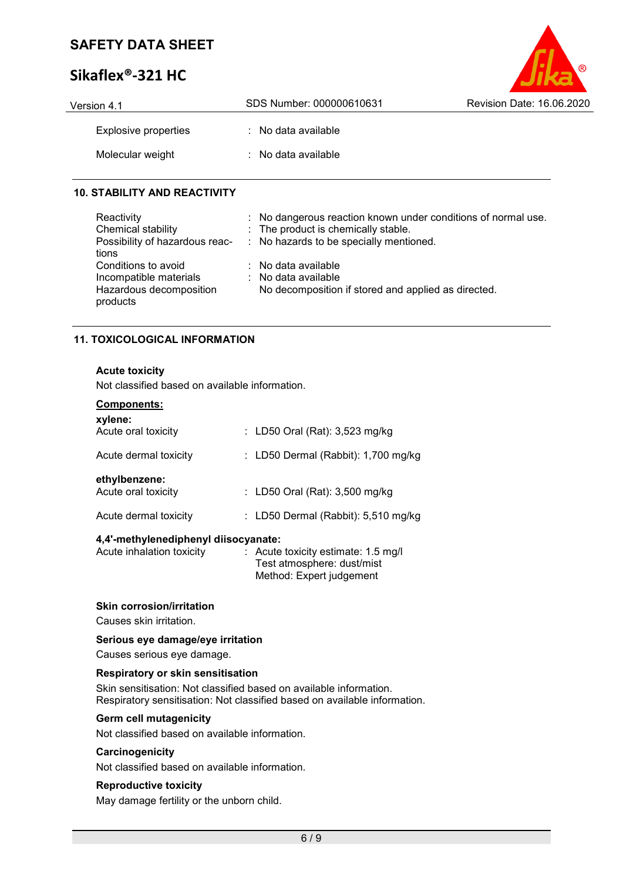| | | |
|---|---|---|
| Explosive properties | : | No data available |
| Molecular weight | : | No data available |

## 10. STABILITY AND REACTIVITY

| | | |
|---|---|---|
| Reactivity | : | No dangerous reaction known under conditions of normal use. |
| Chemical stability | : | The product is chemically stable. |
| Possibility of hazardous reactions | : | No hazards to be specially mentioned. |
| Conditions to avoid | : | No data available |
| Incompatible materials | : | No data available |
| Hazardous decomposition products | | No decomposition if stored and applied as directed. |

## 11. TOXICOLOGICAL INFORMATION

### Acute toxicity

Not classified based on available information.

**Components:**

**xylene:**

| | | |
|---|---|---|
| Acute oral toxicity | : | LD50 Oral (Rat): 3,523 mg/kg |
| Acute dermal toxicity | : | LD50 Dermal (Rabbit): 1,700 mg/kg |

**ethylbenzene:**

| | | |
|---|---|---|
| Acute oral toxicity | : | LD50 Oral (Rat): 3,500 mg/kg |
| Acute dermal toxicity | : | LD50 Dermal (Rabbit): 5,510 mg/kg |

**4,4'-methylenediphenyl diisocyanate:**

| | | |
|---|---|---|
| Acute inhalation toxicity | : | Acute toxicity estimate: 1.5 mg/l<br>Test atmosphere: dust/mist<br>Method: Expert judgement |

### Skin corrosion/irritation

Causes skin irritation.

### Serious eye damage/eye irritation

Causes serious eye damage.

### Respiratory or skin sensitisation

Skin sensitisation: Not classified based on available information.
Respiratory sensitisation: Not classified based on available information.

### Germ cell mutagenicity

Not classified based on available information.

### Carcinogenicity

Not classified based on available information.

### Reproductive toxicity

May damage fertility or the unborn child.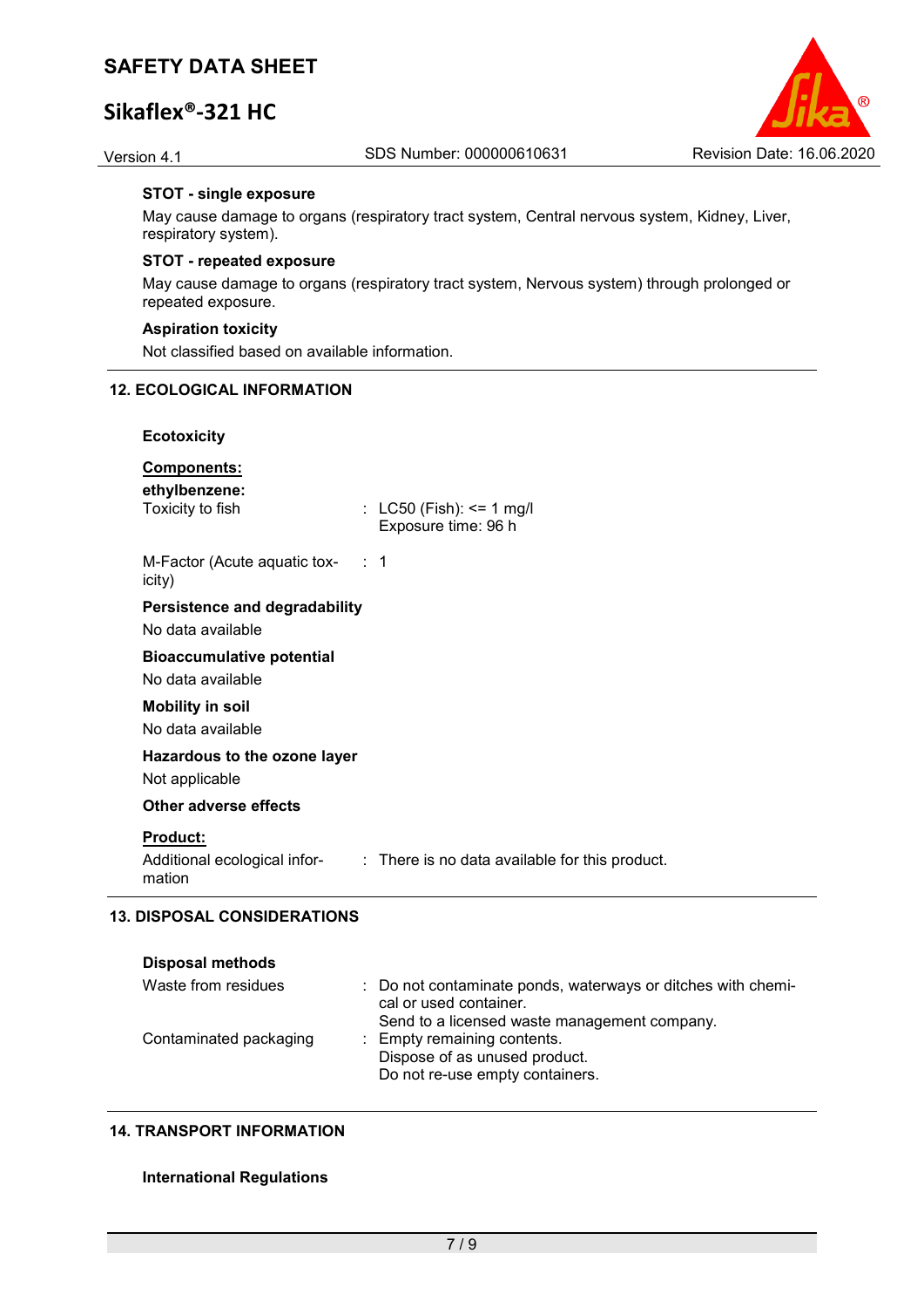**STOT - single exposure**

May cause damage to organs (respiratory tract system, Central nervous system, Kidney, Liver, respiratory system).

**STOT - repeated exposure**

May cause damage to organs (respiratory tract system, Nervous system) through prolonged or repeated exposure.

**Aspiration toxicity**

Not classified based on available information.

## 12. ECOLOGICAL INFORMATION

**Ecotoxicity**

**Components:**

**ethylbenzene:**

| | |
|---|---|
| Toxicity to fish | : LC50 (Fish): <= 1 mg/l<br>Exposure time: 96 h |
| M-Factor (Acute aquatic toxicity) | : 1 |

**Persistence and degradability**

No data available

**Bioaccumulative potential**

No data available

**Mobility in soil**

No data available

**Hazardous to the ozone layer**

Not applicable

**Other adverse effects**

**Product:**

| | |
|---|---|
| Additional ecological information | : There is no data available for this product. |

## 13. DISPOSAL CONSIDERATIONS

**Disposal methods**

| | |
|---|---|
| Waste from residues | : Do not contaminate ponds, waterways or ditches with chemical or used container.<br>Send to a licensed waste management company. |
| Contaminated packaging | : Empty remaining contents.<br>Dispose of as unused product.<br>Do not re-use empty containers. |

## 14. TRANSPORT INFORMATION

**International Regulations**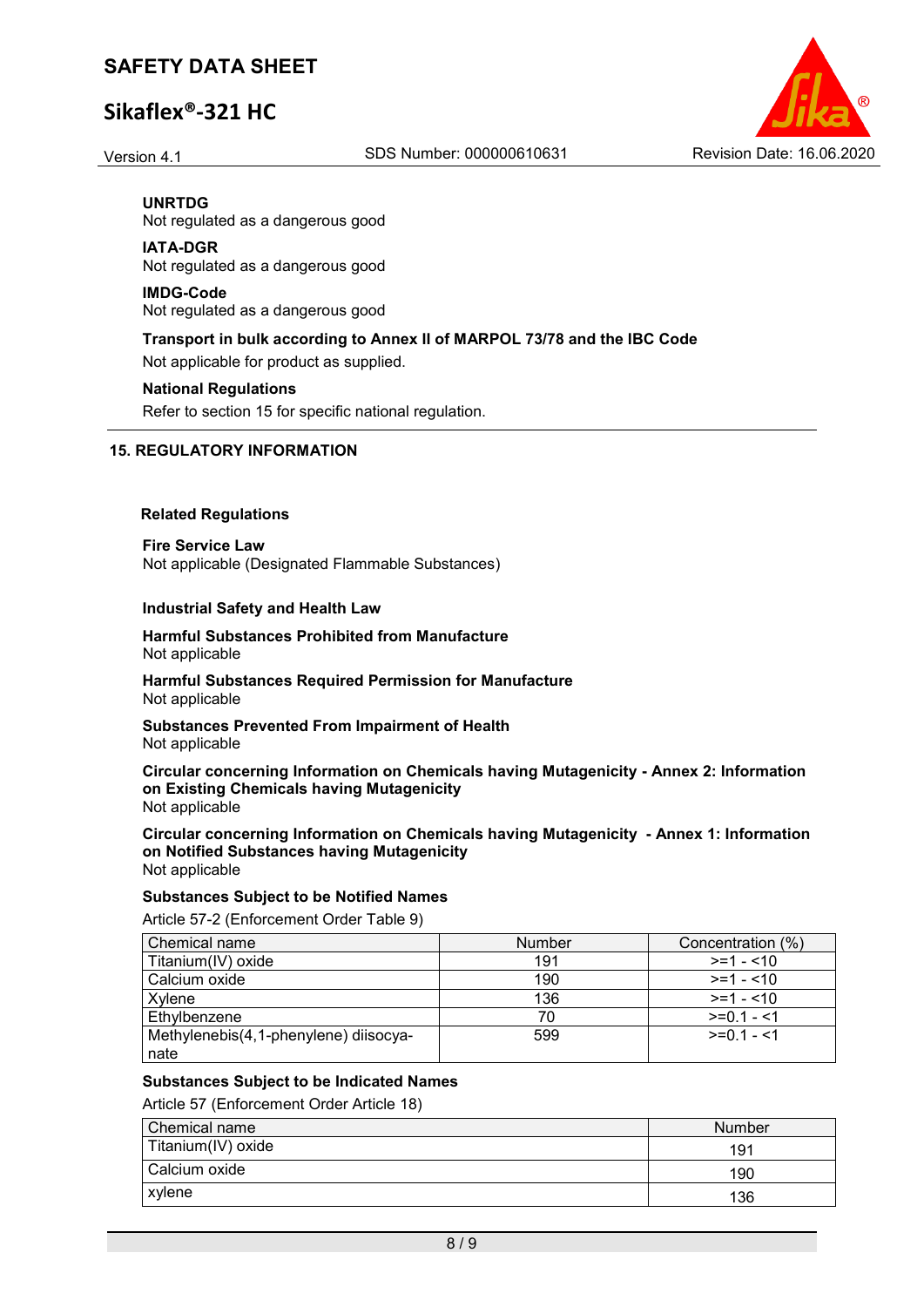**UNRTDG**
Not regulated as a dangerous good

**IATA-DGR**
Not regulated as a dangerous good

**IMDG-Code**
Not regulated as a dangerous good

**Transport in bulk according to Annex II of MARPOL 73/78 and the IBC Code**

Not applicable for product as supplied.

**National Regulations**

Refer to section 15 for specific national regulation.

## 15. REGULATORY INFORMATION

### Related Regulations

**Fire Service Law**
Not applicable (Designated Flammable Substances)

**Industrial Safety and Health Law**

**Harmful Substances Prohibited from Manufacture**
Not applicable

**Harmful Substances Required Permission for Manufacture**
Not applicable

**Substances Prevented From Impairment of Health**
Not applicable

**Circular concerning Information on Chemicals having Mutagenicity - Annex 2: Information on Existing Chemicals having Mutagenicity**
Not applicable

**Circular concerning Information on Chemicals having Mutagenicity - Annex 1: Information on Notified Substances having Mutagenicity**
Not applicable

**Substances Subject to be Notified Names**

Article 57-2 (Enforcement Order Table 9)

| Chemical name | Number | Concentration (%) |
|---|---|---|
| Titanium(IV) oxide | 191 | >=1 - <10 |
| Calcium oxide | 190 | >=1 - <10 |
| Xylene | 136 | >=1 - <10 |
| Ethylbenzene | 70 | >=0.1 - <1 |
| Methylenebis(4,1-phenylene) diisocyanate | 599 | >=0.1 - <1 |

**Substances Subject to be Indicated Names**

Article 57 (Enforcement Order Article 18)

| Chemical name | Number |
|---|---|
| Titanium(IV) oxide | 191 |
| Calcium oxide | 190 |
| xylene | 136 |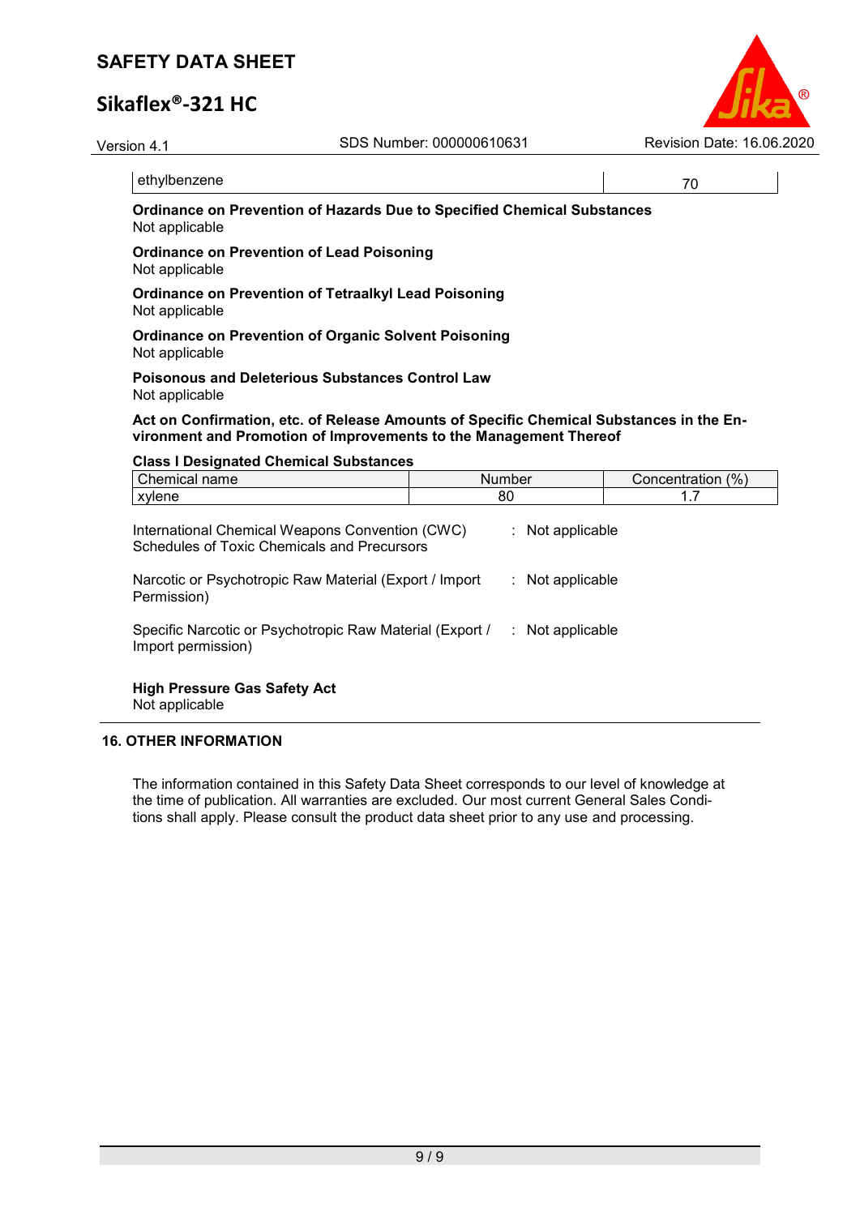| | |
|---|---|
| ethylbenzene | 70 |

**Ordinance on Prevention of Hazards Due to Specified Chemical Substances**
Not applicable

**Ordinance on Prevention of Lead Poisoning**
Not applicable

**Ordinance on Prevention of Tetraalkyl Lead Poisoning**
Not applicable

**Ordinance on Prevention of Organic Solvent Poisoning**
Not applicable

**Poisonous and Deleterious Substances Control Law**
Not applicable

**Act on Confirmation, etc. of Release Amounts of Specific Chemical Substances in the Environment and Promotion of Improvements to the Management Thereof**

**Class I Designated Chemical Substances**

| Chemical name | Number | Concentration (%) |
|---|---|---|
| xylene | 80 | 1.7 |

International Chemical Weapons Convention (CWC) Schedules of Toxic Chemicals and Precursors : Not applicable

Narcotic or Psychotropic Raw Material (Export / Import Permission) : Not applicable

Specific Narcotic or Psychotropic Raw Material (Export / Import permission) : Not applicable

**High Pressure Gas Safety Act**
Not applicable

## 16. OTHER INFORMATION

The information contained in this Safety Data Sheet corresponds to our level of knowledge at the time of publication. All warranties are excluded. Our most current General Sales Conditions shall apply. Please consult the product data sheet prior to any use and processing.